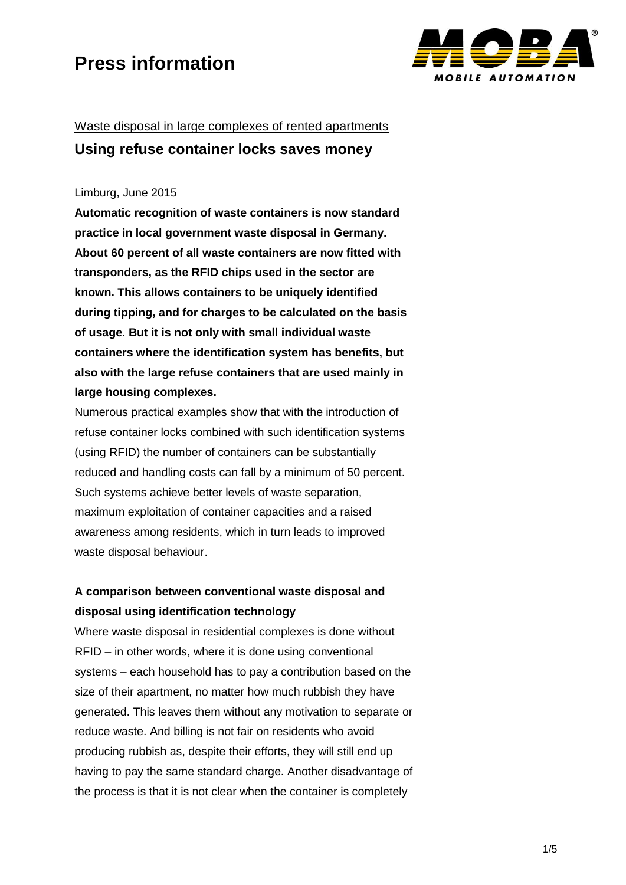# Press information

Waste disposal in large complexes of rented apartments

## Using refuse container locks saves money

Limburg, June 2015

**Automatic recognition of waste containers is now standard practice in local government waste disposal in Germany. About 60 percent of all waste containers are now fitted with transponders, as the RFID chips used in the sector are known. This allows containers to be uniquely identified during tipping, and for charges to be calculated on the basis of usage. But it is not only with small individual waste containers where the identification system has benefits, but also with the large refuse containers that are used mainly in large housing complexes.**

Numerous practical examples show that with the introduction of refuse container locks combined with such identification systems (using RFID) the number of containers can be substantially reduced and handling costs can fall by a minimum of 50 percent. Such systems achieve better levels of waste separation, maximum exploitation of container capacities and a raised awareness among residents, which in turn leads to improved waste disposal behaviour.

### A comparison between conventional waste disposal and disposal using identification technology

Where waste disposal in residential complexes is done without RFID – in other words, where it is done using conventional systems – each household has to pay a contribution based on the size of their apartment, no matter how much rubbish they have generated. This leaves them without any motivation to separate or reduce waste. And billing is not fair on residents who avoid producing rubbish as, despite their efforts, they will still end up having to pay the same standard charge. Another disadvantage of the process is that it is not clear when the container is completely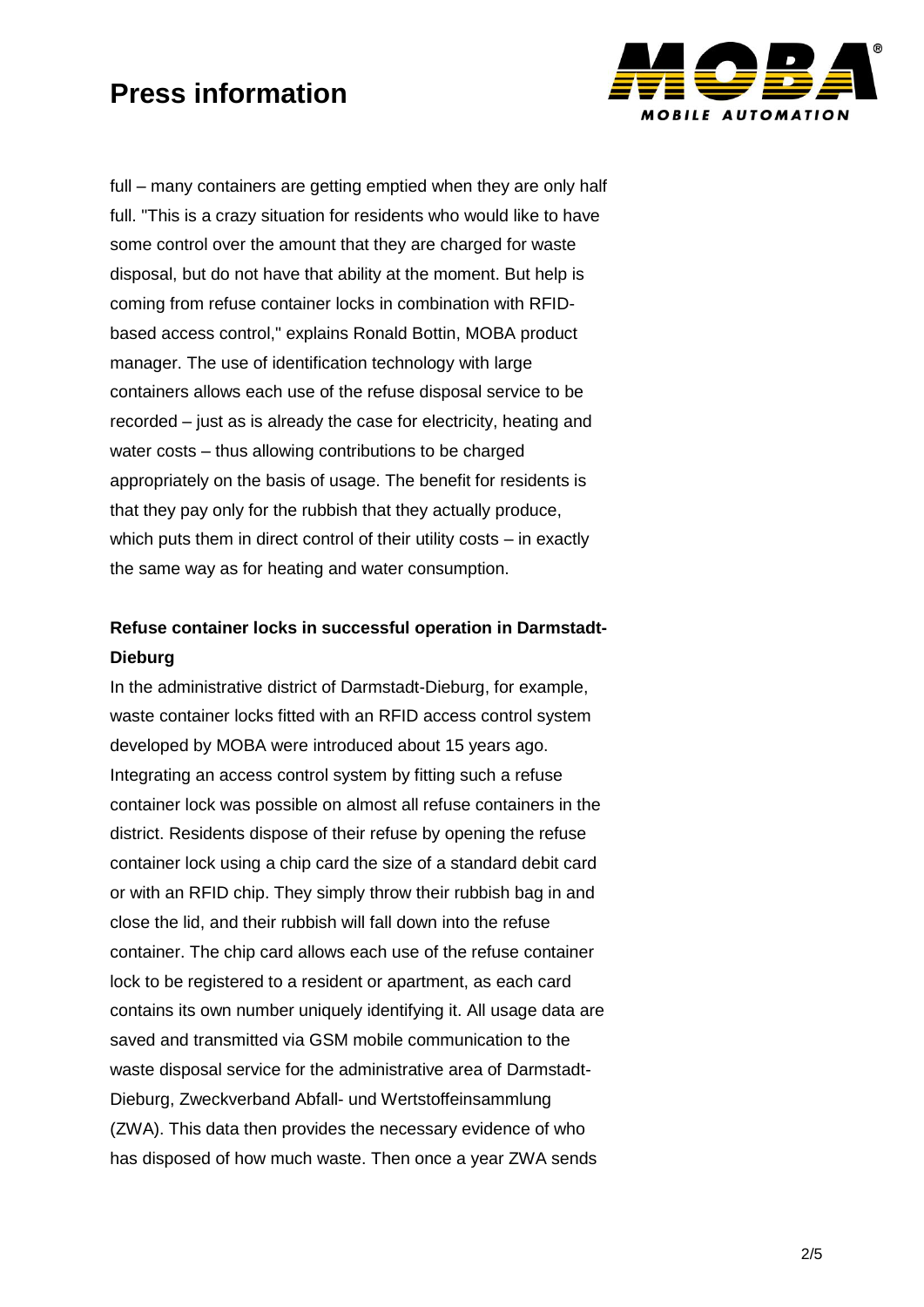full – many containers are getting emptied when they are only half full. "This is a crazy situation for residents who would like to have some control over the amount that they are charged for waste disposal, but do not have that ability at the moment. But help is coming from refuse container locks in combination with RFID-based access control," explains Ronald Bottin, MOBA product manager. The use of identification technology with large containers allows each use of the refuse disposal service to be recorded – just as is already the case for electricity, heating and water costs – thus allowing contributions to be charged appropriately on the basis of usage. The benefit for residents is that they pay only for the rubbish that they actually produce, which puts them in direct control of their utility costs – in exactly the same way as for heating and water consumption.

**Refuse container locks in successful operation in Darmstadt-Dieburg**

In the administrative district of Darmstadt-Dieburg, for example, waste container locks fitted with an RFID access control system developed by MOBA were introduced about 15 years ago. Integrating an access control system by fitting such a refuse container lock was possible on almost all refuse containers in the district. Residents dispose of their refuse by opening the refuse container lock using a chip card the size of a standard debit card or with an RFID chip. They simply throw their rubbish bag in and close the lid, and their rubbish will fall down into the refuse container. The chip card allows each use of the refuse container lock to be registered to a resident or apartment, as each card contains its own number uniquely identifying it. All usage data are saved and transmitted via GSM mobile communication to the waste disposal service for the administrative area of Darmstadt-Dieburg, Zweckverband Abfall- und Wertstoffeinsammlung (ZWA). This data then provides the necessary evidence of who has disposed of how much waste. Then once a year ZWA sends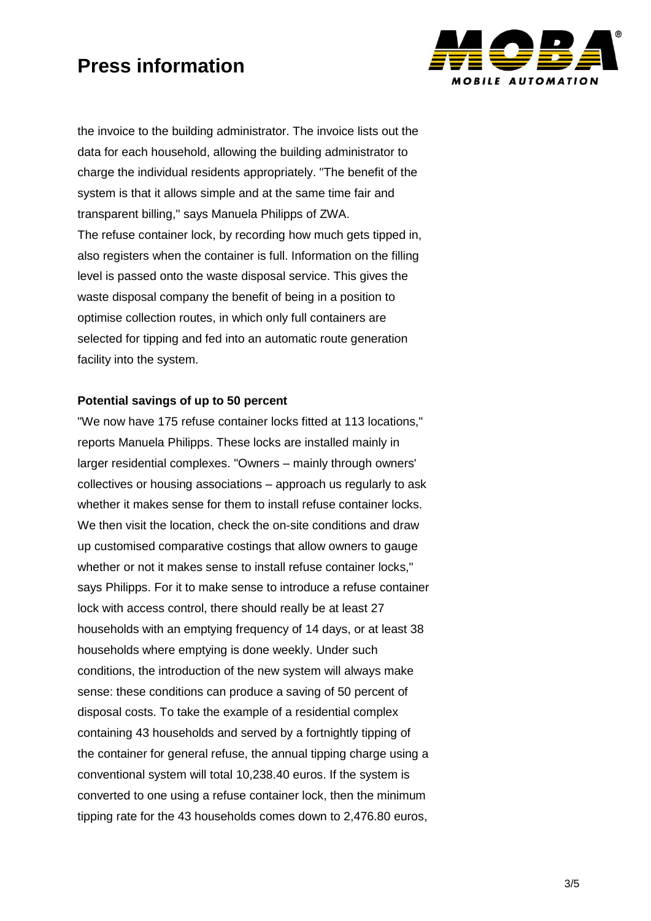the invoice to the building administrator. The invoice lists out the data for each household, allowing the building administrator to charge the individual residents appropriately. "The benefit of the system is that it allows simple and at the same time fair and transparent billing," says Manuela Philipps of ZWA.
The refuse container lock, by recording how much gets tipped in, also registers when the container is full. Information on the filling level is passed onto the waste disposal service. This gives the waste disposal company the benefit of being in a position to optimise collection routes, in which only full containers are selected for tipping and fed into an automatic route generation facility into the system.

**Potential savings of up to 50 percent**

"We now have 175 refuse container locks fitted at 113 locations," reports Manuela Philipps. These locks are installed mainly in larger residential complexes. "Owners – mainly through owners' collectives or housing associations – approach us regularly to ask whether it makes sense for them to install refuse container locks. We then visit the location, check the on-site conditions and draw up customised comparative costings that allow owners to gauge whether or not it makes sense to install refuse container locks," says Philipps. For it to make sense to introduce a refuse container lock with access control, there should really be at least 27 households with an emptying frequency of 14 days, or at least 38 households where emptying is done weekly. Under such conditions, the introduction of the new system will always make sense: these conditions can produce a saving of 50 percent of disposal costs. To take the example of a residential complex containing 43 households and served by a fortnightly tipping of the container for general refuse, the annual tipping charge using a conventional system will total 10,238.40 euros. If the system is converted to one using a refuse container lock, then the minimum tipping rate for the 43 households comes down to 2,476.80 euros,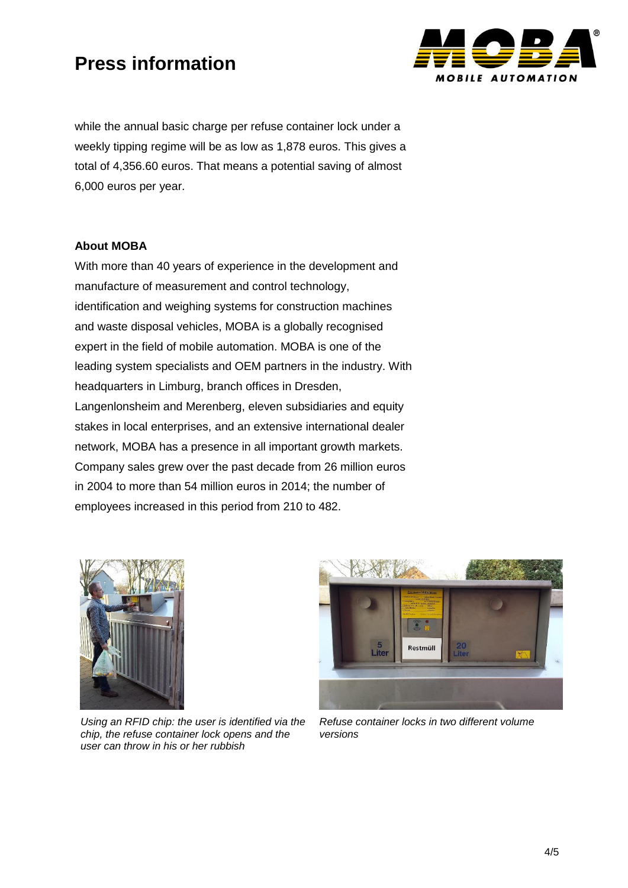while the annual basic charge per refuse container lock under a weekly tipping regime will be as low as 1,878 euros. This gives a total of 4,356.60 euros. That means a potential saving of almost 6,000 euros per year.

**About MOBA**

With more than 40 years of experience in the development and manufacture of measurement and control technology, identification and weighing systems for construction machines and waste disposal vehicles, MOBA is a globally recognised expert in the field of mobile automation. MOBA is one of the leading system specialists and OEM partners in the industry. With headquarters in Limburg, branch offices in Dresden, Langenlonsheim and Merenberg, eleven subsidiaries and equity stakes in local enterprises, and an extensive international dealer network, MOBA has a presence in all important growth markets. Company sales grew over the past decade from 26 million euros in 2004 to more than 54 million euros in 2014; the number of employees increased in this period from 210 to 482.

*Using an RFID chip: the user is identified via the chip, the refuse container lock opens and the user can throw in his or her rubbish*

*Refuse container locks in two different volume versions*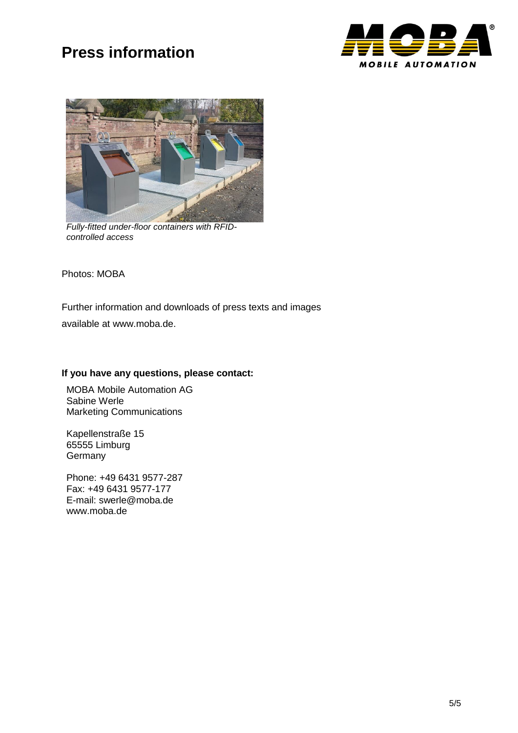# Press information

*Fully-fitted under-floor containers with RFID-controlled access*

Photos: MOBA

Further information and downloads of press texts and images available at www.moba.de.

**If you have any questions, please contact:**

MOBA Mobile Automation AG
Sabine Werle
Marketing Communications

Kapellenstraße 15
65555 Limburg
Germany

Phone: +49 6431 9577-287
Fax: +49 6431 9577-177
E-mail: swerle@moba.de
www.moba.de